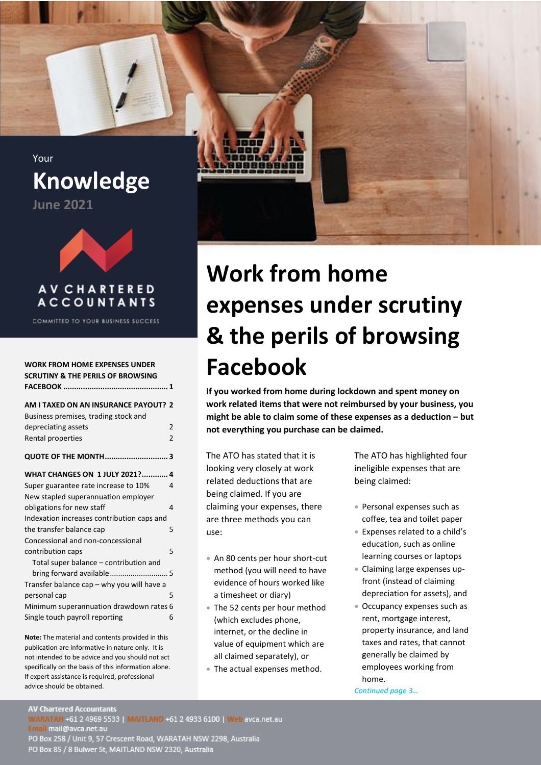Your

# Knowledge

**June 2021**

AV CHARTERED ACCOUNTANTS

COMMITTED TO YOUR BUSINESS SUCCESS

| | |
|---|---|
| **WORK FROM HOME EXPENSES UNDER SCRUTINY & THE PERILS OF BROWSING FACEBOOK** | **1** |
| **AM I TAXED ON AN INSURANCE PAYOUT?** | **2** |
| Business premises, trading stock and depreciating assets | 2 |
| Rental properties | 2 |
| **QUOTE OF THE MONTH** | **3** |
| **WHAT CHANGES ON 1 JULY 2021?** | **4** |
| Super guarantee rate increase to 10% | 4 |
| New stapled superannuation employer obligations for new staff | 4 |
| Indexation increases contribution caps and the transfer balance cap | 5 |
| Concessional and non-concessional contribution caps | 5 |
| Total super balance – contribution and bring forward available | 5 |
| Transfer balance cap – why you will have a personal cap | 5 |
| Minimum superannuation drawdown rates | 6 |
| Single touch payroll reporting | 6 |

**Note:** The material and contents provided in this publication are informative in nature only. It is not intended to be advice and you should not act specifically on the basis of this information alone. If expert assistance is required, professional advice should be obtained.

# Work from home expenses under scrutiny & the perils of browsing Facebook

**If you worked from home during lockdown and spent money on work related items that were not reimbursed by your business, you might be able to claim some of these expenses as a deduction – but not everything you purchase can be claimed.**

The ATO has stated that it is looking very closely at work related deductions that are being claimed. If you are claiming your expenses, there are three methods you can use:

- An 80 cents per hour short-cut method (you will need to have evidence of hours worked like a timesheet or diary)
- The 52 cents per hour method (which excludes phone, internet, or the decline in value of equipment which are all claimed separately), or
- The actual expenses method.

The ATO has highlighted four ineligible expenses that are being claimed:

- Personal expenses such as coffee, tea and toilet paper
- Expenses related to a child's education, such as online learning courses or laptops
- Claiming large expenses up-front (instead of claiming depreciation for assets), and
- Occupancy expenses such as rent, mortgage interest, property insurance, and land taxes and rates, that cannot generally be claimed by employees working from home.

*Continued page 3…*

**AV Chartered Accountants**
WARATAH +61 2 4969 5533 | MAITLAND +61 2 4933 6100 | Web avca.net.au
Email mail@avca.net.au
PO Box 258 / Unit 9, 57 Crescent Road, WARATAH NSW 2298, Australia
PO Box 85 / 8 Bulwer St, MAITLAND NSW 2320, Australia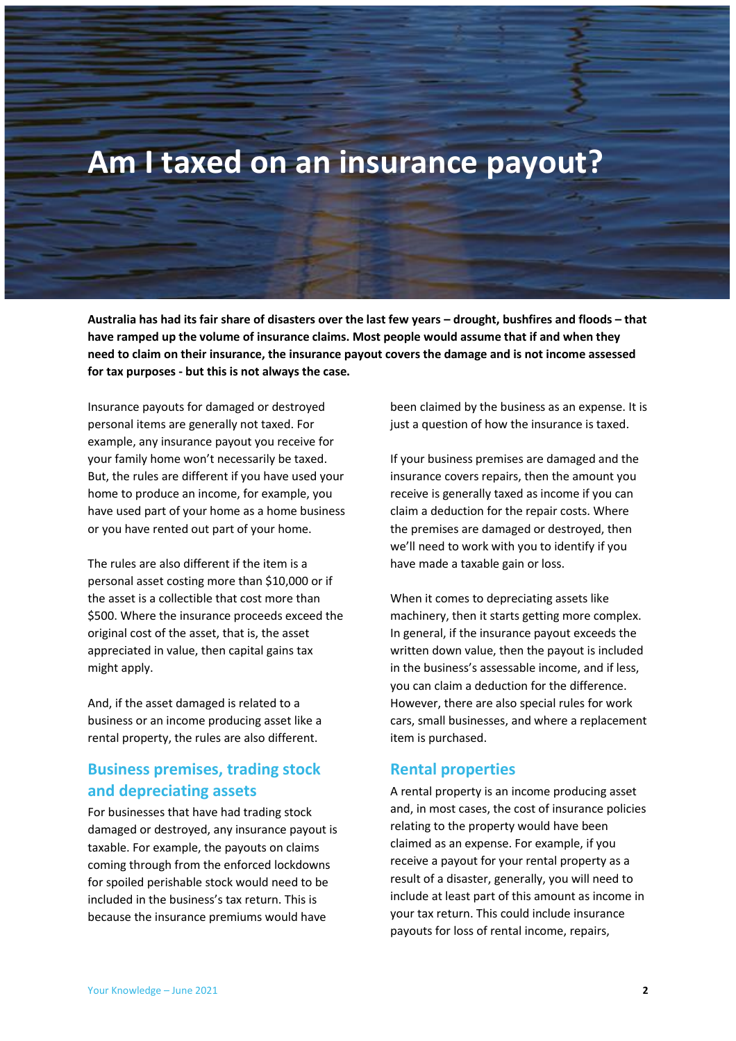# Am I taxed on an insurance payout?

**Australia has had its fair share of disasters over the last few years – drought, bushfires and floods – that have ramped up the volume of insurance claims. Most people would assume that if and when they need to claim on their insurance, the insurance payout covers the damage and is not income assessed for tax purposes - but this is not always the case.**

Insurance payouts for damaged or destroyed personal items are generally not taxed. For example, any insurance payout you receive for your family home won't necessarily be taxed. But, the rules are different if you have used your home to produce an income, for example, you have used part of your home as a home business or you have rented out part of your home.

The rules are also different if the item is a personal asset costing more than $10,000 or if the asset is a collectible that cost more than $500. Where the insurance proceeds exceed the original cost of the asset, that is, the asset appreciated in value, then capital gains tax might apply.

And, if the asset damaged is related to a business or an income producing asset like a rental property, the rules are also different.

## Business premises, trading stock and depreciating assets

For businesses that have had trading stock damaged or destroyed, any insurance payout is taxable. For example, the payouts on claims coming through from the enforced lockdowns for spoiled perishable stock would need to be included in the business's tax return. This is because the insurance premiums would have been claimed by the business as an expense. It is just a question of how the insurance is taxed.

If your business premises are damaged and the insurance covers repairs, then the amount you receive is generally taxed as income if you can claim a deduction for the repair costs. Where the premises are damaged or destroyed, then we'll need to work with you to identify if you have made a taxable gain or loss.

When it comes to depreciating assets like machinery, then it starts getting more complex. In general, if the insurance payout exceeds the written down value, then the payout is included in the business's assessable income, and if less, you can claim a deduction for the difference. However, there are also special rules for work cars, small businesses, and where a replacement item is purchased.

## Rental properties

A rental property is an income producing asset and, in most cases, the cost of insurance policies relating to the property would have been claimed as an expense. For example, if you receive a payout for your rental property as a result of a disaster, generally, you will need to include at least part of this amount as income in your tax return. This could include insurance payouts for loss of rental income, repairs,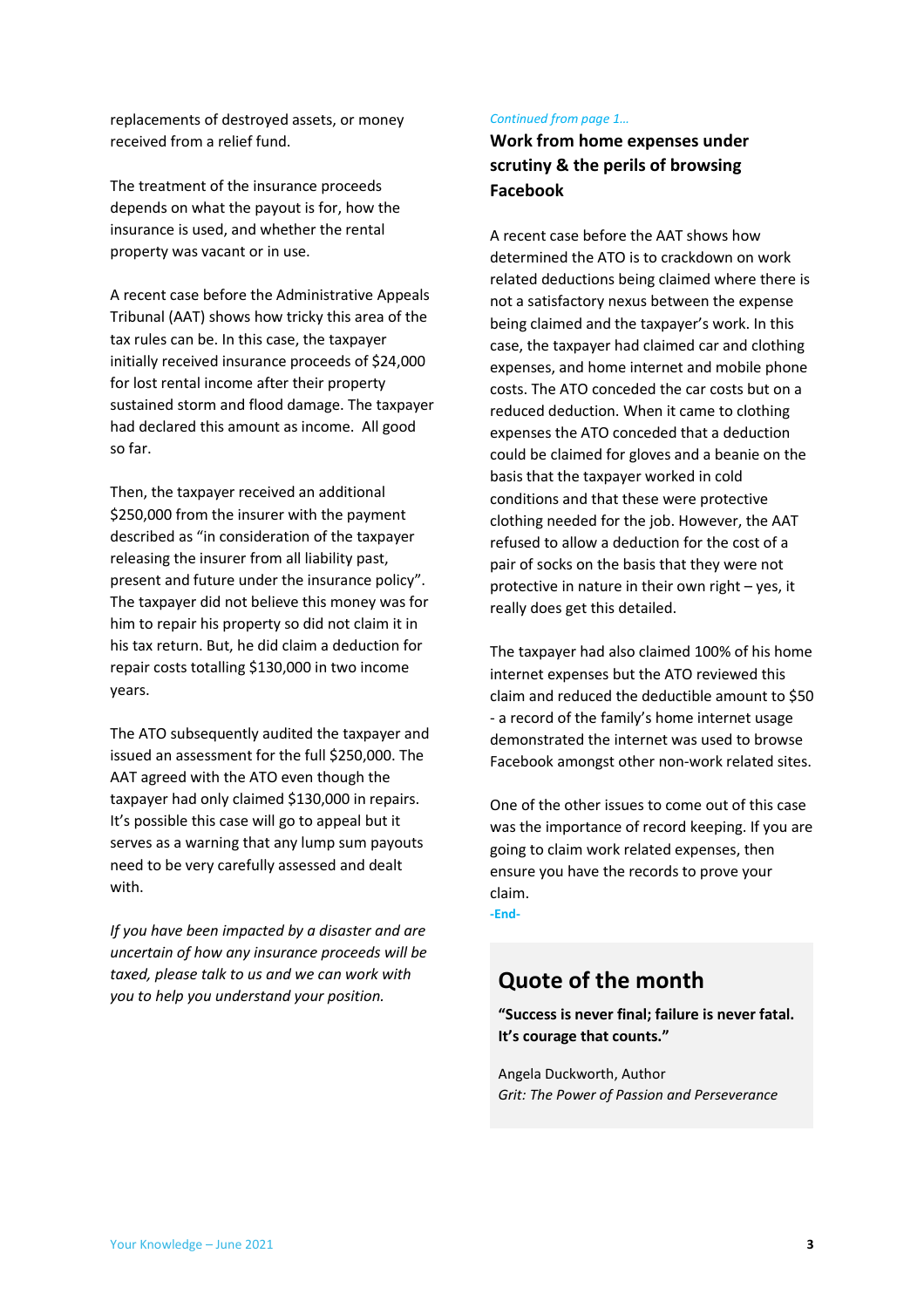replacements of destroyed assets, or money received from a relief fund.

The treatment of the insurance proceeds depends on what the payout is for, how the insurance is used, and whether the rental property was vacant or in use.

A recent case before the Administrative Appeals Tribunal (AAT) shows how tricky this area of the tax rules can be. In this case, the taxpayer initially received insurance proceeds of $24,000 for lost rental income after their property sustained storm and flood damage. The taxpayer had declared this amount as income. All good so far.

Then, the taxpayer received an additional $250,000 from the insurer with the payment described as "in consideration of the taxpayer releasing the insurer from all liability past, present and future under the insurance policy". The taxpayer did not believe this money was for him to repair his property so did not claim it in his tax return. But, he did claim a deduction for repair costs totalling $130,000 in two income years.

The ATO subsequently audited the taxpayer and issued an assessment for the full $250,000. The AAT agreed with the ATO even though the taxpayer had only claimed $130,000 in repairs. It's possible this case will go to appeal but it serves as a warning that any lump sum payouts need to be very carefully assessed and dealt with.

*If you have been impacted by a disaster and are uncertain of how any insurance proceeds will be taxed, please talk to us and we can work with you to help you understand your position.*

*Continued from page 1…*

### Work from home expenses under scrutiny & the perils of browsing Facebook

A recent case before the AAT shows how determined the ATO is to crackdown on work related deductions being claimed where there is not a satisfactory nexus between the expense being claimed and the taxpayer's work. In this case, the taxpayer had claimed car and clothing expenses, and home internet and mobile phone costs. The ATO conceded the car costs but on a reduced deduction. When it came to clothing expenses the ATO conceded that a deduction could be claimed for gloves and a beanie on the basis that the taxpayer worked in cold conditions and that these were protective clothing needed for the job. However, the AAT refused to allow a deduction for the cost of a pair of socks on the basis that they were not protective in nature in their own right – yes, it really does get this detailed.

The taxpayer had also claimed 100% of his home internet expenses but the ATO reviewed this claim and reduced the deductible amount to $50 - a record of the family's home internet usage demonstrated the internet was used to browse Facebook amongst other non-work related sites.

One of the other issues to come out of this case was the importance of record keeping. If you are going to claim work related expenses, then ensure you have the records to prove your claim.

-End-

## Quote of the month

**"Success is never final; failure is never fatal. It's courage that counts."**

Angela Duckworth, Author
*Grit: The Power of Passion and Perseverance*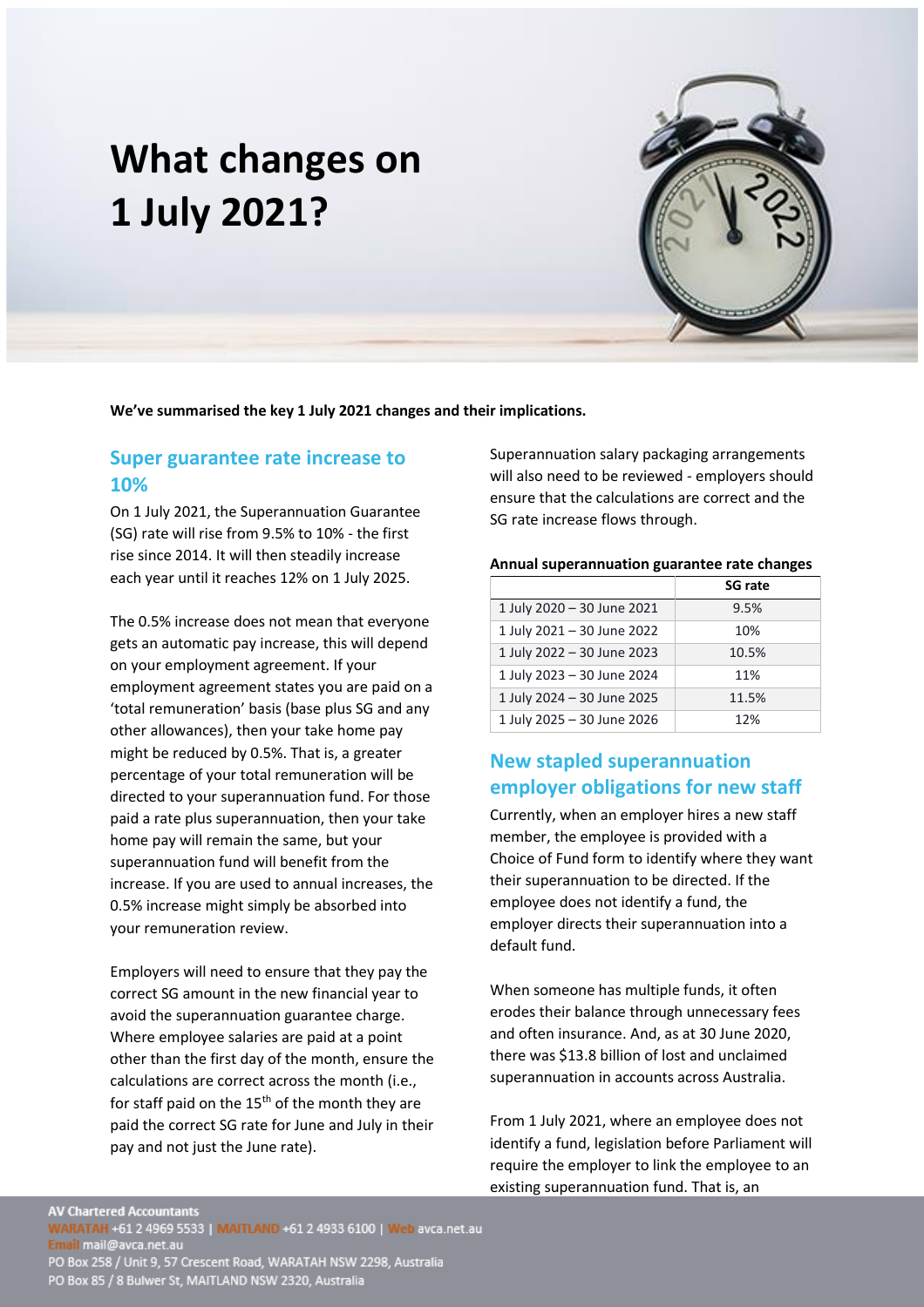# What changes on 1 July 2021?

**We've summarised the key 1 July 2021 changes and their implications.**

## Super guarantee rate increase to 10%

On 1 July 2021, the Superannuation Guarantee (SG) rate will rise from 9.5% to 10% - the first rise since 2014. It will then steadily increase each year until it reaches 12% on 1 July 2025.

The 0.5% increase does not mean that everyone gets an automatic pay increase, this will depend on your employment agreement. If your employment agreement states you are paid on a 'total remuneration' basis (base plus SG and any other allowances), then your take home pay might be reduced by 0.5%. That is, a greater percentage of your total remuneration will be directed to your superannuation fund. For those paid a rate plus superannuation, then your take home pay will remain the same, but your superannuation fund will benefit from the increase. If you are used to annual increases, the 0.5% increase might simply be absorbed into your remuneration review.

Employers will need to ensure that they pay the correct SG amount in the new financial year to avoid the superannuation guarantee charge. Where employee salaries are paid at a point other than the first day of the month, ensure the calculations are correct across the month (i.e., for staff paid on the 15th of the month they are paid the correct SG rate for June and July in their pay and not just the June rate).

Superannuation salary packaging arrangements will also need to be reviewed - employers should ensure that the calculations are correct and the SG rate increase flows through.

**Annual superannuation guarantee rate changes**

| | SG rate |
|---|---|
| 1 July 2020 – 30 June 2021 | 9.5% |
| 1 July 2021 – 30 June 2022 | 10% |
| 1 July 2022 – 30 June 2023 | 10.5% |
| 1 July 2023 – 30 June 2024 | 11% |
| 1 July 2024 – 30 June 2025 | 11.5% |
| 1 July 2025 – 30 June 2026 | 12% |

## New stapled superannuation employer obligations for new staff

Currently, when an employer hires a new staff member, the employee is provided with a Choice of Fund form to identify where they want their superannuation to be directed. If the employee does not identify a fund, the employer directs their superannuation into a default fund.

When someone has multiple funds, it often erodes their balance through unnecessary fees and often insurance. And, as at 30 June 2020, there was $13.8 billion of lost and unclaimed superannuation in accounts across Australia.

From 1 July 2021, where an employee does not identify a fund, legislation before Parliament will require the employer to link the employee to an existing superannuation fund. That is, an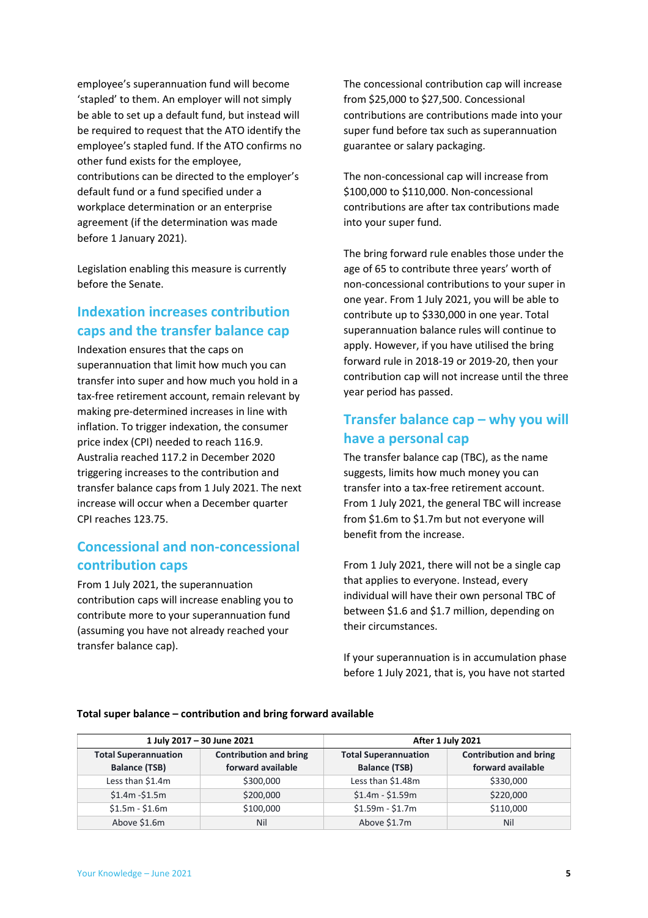employee's superannuation fund will become 'stapled' to them. An employer will not simply be able to set up a default fund, but instead will be required to request that the ATO identify the employee's stapled fund. If the ATO confirms no other fund exists for the employee, contributions can be directed to the employer's default fund or a fund specified under a workplace determination or an enterprise agreement (if the determination was made before 1 January 2021).

Legislation enabling this measure is currently before the Senate.

## Indexation increases contribution caps and the transfer balance cap

Indexation ensures that the caps on superannuation that limit how much you can transfer into super and how much you hold in a tax-free retirement account, remain relevant by making pre-determined increases in line with inflation. To trigger indexation, the consumer price index (CPI) needed to reach 116.9. Australia reached 117.2 in December 2020 triggering increases to the contribution and transfer balance caps from 1 July 2021. The next increase will occur when a December quarter CPI reaches 123.75.

## Concessional and non-concessional contribution caps

From 1 July 2021, the superannuation contribution caps will increase enabling you to contribute more to your superannuation fund (assuming you have not already reached your transfer balance cap).

The concessional contribution cap will increase from $25,000 to $27,500. Concessional contributions are contributions made into your super fund before tax such as superannuation guarantee or salary packaging.

The non-concessional cap will increase from $100,000 to $110,000. Non-concessional contributions are after tax contributions made into your super fund.

The bring forward rule enables those under the age of 65 to contribute three years' worth of non-concessional contributions to your super in one year. From 1 July 2021, you will be able to contribute up to $330,000 in one year. Total superannuation balance rules will continue to apply. However, if you have utilised the bring forward rule in 2018-19 or 2019-20, then your contribution cap will not increase until the three year period has passed.

## Transfer balance cap – why you will have a personal cap

The transfer balance cap (TBC), as the name suggests, limits how much money you can transfer into a tax-free retirement account. From 1 July 2021, the general TBC will increase from $1.6m to $1.7m but not everyone will benefit from the increase.

From 1 July 2021, there will not be a single cap that applies to everyone. Instead, every individual will have their own personal TBC of between $1.6 and $1.7 million, depending on their circumstances.

If your superannuation is in accumulation phase before 1 July 2021, that is, you have not started

**Total super balance – contribution and bring forward available**

| 1 July 2017 – 30 June 2021 | | After 1 July 2021 | |
|---|---|---|---|
| **Total Superannuation Balance (TSB)** | **Contribution and bring forward available** | **Total Superannuation Balance (TSB)** | **Contribution and bring forward available** |
| Less than $1.4m | $300,000 | Less than $1.48m | $330,000 |
| $1.4m -$1.5m | $200,000 | $1.4m - $1.59m | $220,000 |
| $1.5m - $1.6m | $100,000 | $1.59m - $1.7m | $110,000 |
| Above $1.6m | Nil | Above $1.7m | Nil |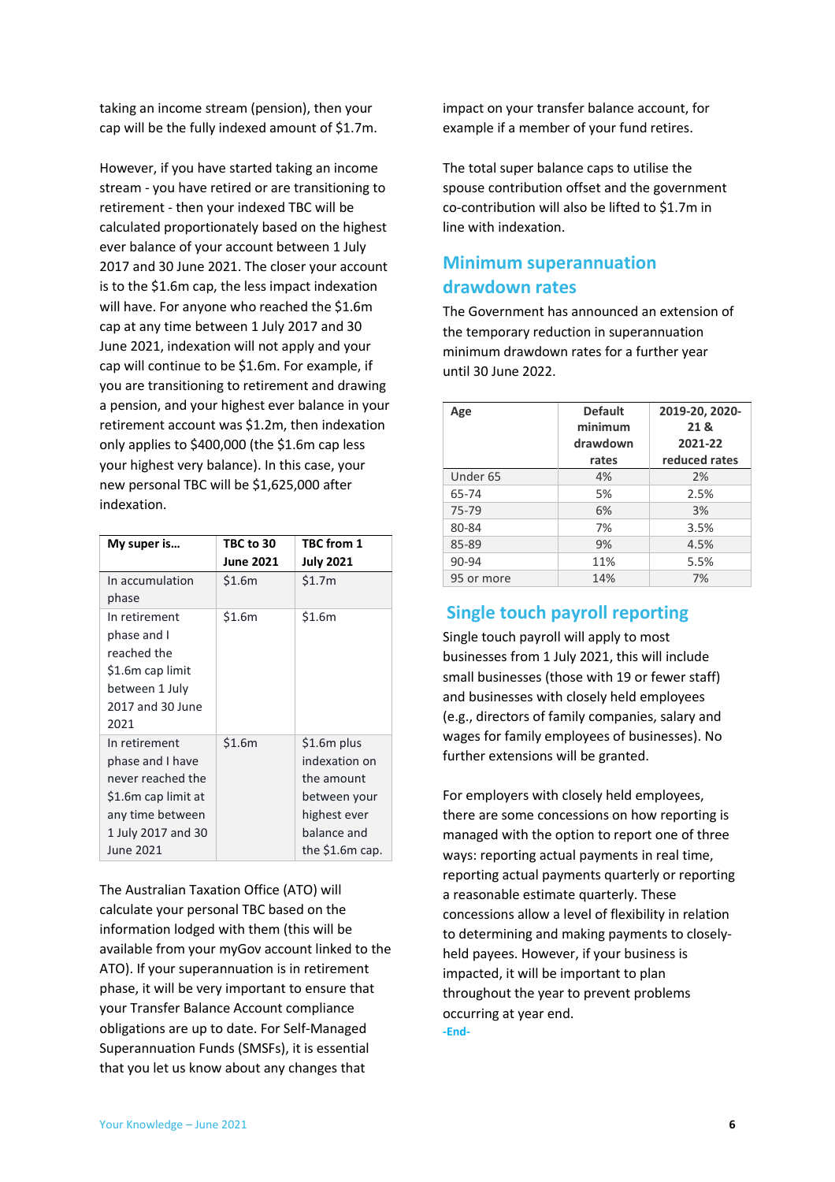taking an income stream (pension), then your cap will be the fully indexed amount of $1.7m.

However, if you have started taking an income stream - you have retired or are transitioning to retirement - then your indexed TBC will be calculated proportionately based on the highest ever balance of your account between 1 July 2017 and 30 June 2021. The closer your account is to the $1.6m cap, the less impact indexation will have. For anyone who reached the $1.6m cap at any time between 1 July 2017 and 30 June 2021, indexation will not apply and your cap will continue to be $1.6m. For example, if you are transitioning to retirement and drawing a pension, and your highest ever balance in your retirement account was $1.2m, then indexation only applies to $400,000 (the $1.6m cap less your highest very balance). In this case, your new personal TBC will be $1,625,000 after indexation.

| My super is… | TBC to 30 June 2021 | TBC from 1 July 2021 |
|---|---|---|
| In accumulation phase | $1.6m | $1.7m |
| In retirement phase and I reached the $1.6m cap limit between 1 July 2017 and 30 June 2021 | $1.6m | $1.6m |
| In retirement phase and I have never reached the $1.6m cap limit at any time between 1 July 2017 and 30 June 2021 | $1.6m | $1.6m plus indexation on the amount between your highest ever balance and the $1.6m cap. |

The Australian Taxation Office (ATO) will calculate your personal TBC based on the information lodged with them (this will be available from your myGov account linked to the ATO). If your superannuation is in retirement phase, it will be very important to ensure that your Transfer Balance Account compliance obligations are up to date. For Self-Managed Superannuation Funds (SMSFs), it is essential that you let us know about any changes that impact on your transfer balance account, for example if a member of your fund retires.

The total super balance caps to utilise the spouse contribution offset and the government co-contribution will also be lifted to $1.7m in line with indexation.

## Minimum superannuation drawdown rates

The Government has announced an extension of the temporary reduction in superannuation minimum drawdown rates for a further year until 30 June 2022.

| Age | Default minimum drawdown rates | 2019-20, 2020-21 & 2021-22 reduced rates |
|---|---|---|
| Under 65 | 4% | 2% |
| 65-74 | 5% | 2.5% |
| 75-79 | 6% | 3% |
| 80-84 | 7% | 3.5% |
| 85-89 | 9% | 4.5% |
| 90-94 | 11% | 5.5% |
| 95 or more | 14% | 7% |

## Single touch payroll reporting

Single touch payroll will apply to most businesses from 1 July 2021, this will include small businesses (those with 19 or fewer staff) and businesses with closely held employees (e.g., directors of family companies, salary and wages for family employees of businesses). No further extensions will be granted.

For employers with closely held employees, there are some concessions on how reporting is managed with the option to report one of three ways: reporting actual payments in real time, reporting actual payments quarterly or reporting a reasonable estimate quarterly. These concessions allow a level of flexibility in relation to determining and making payments to closely-held payees. However, if your business is impacted, it will be important to plan throughout the year to prevent problems occurring at year end.

**-End-**